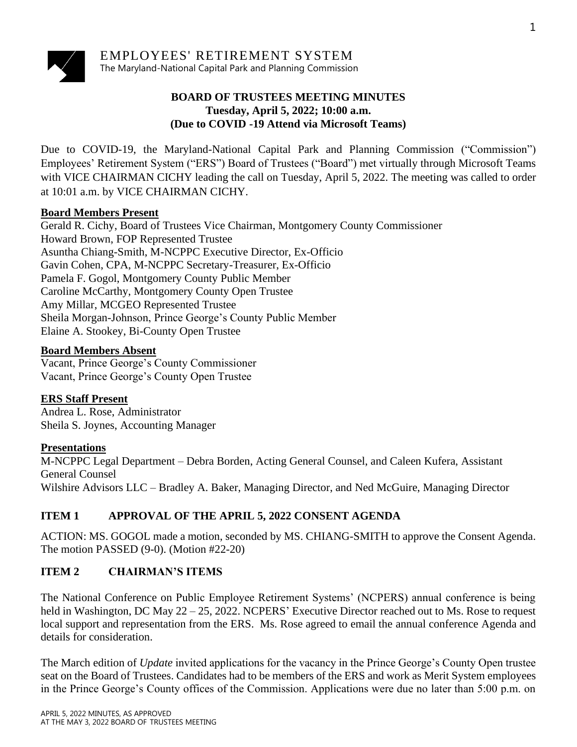EMPLOYEES' RETIREMENT SYSTEM
The Maryland-National Capital Park and Planning Commission

# BOARD OF TRUSTEES MEETING MINUTES
**Tuesday, April 5, 2022; 10:00 a.m.**
**(Due to COVID -19 Attend via Microsoft Teams)**

Due to COVID-19, the Maryland-National Capital Park and Planning Commission ("Commission") Employees' Retirement System ("ERS") Board of Trustees ("Board") met virtually through Microsoft Teams with VICE CHAIRMAN CICHY leading the call on Tuesday, April 5, 2022. The meeting was called to order at 10:01 a.m. by VICE CHAIRMAN CICHY.

**Board Members Present**

Gerald R. Cichy, Board of Trustees Vice Chairman, Montgomery County Commissioner
Howard Brown, FOP Represented Trustee
Asuntha Chiang-Smith, M-NCPPC Executive Director, Ex-Officio
Gavin Cohen, CPA, M-NCPPC Secretary-Treasurer, Ex-Officio
Pamela F. Gogol, Montgomery County Public Member
Caroline McCarthy, Montgomery County Open Trustee
Amy Millar, MCGEO Represented Trustee
Sheila Morgan-Johnson, Prince George's County Public Member
Elaine A. Stookey, Bi-County Open Trustee

**Board Members Absent**

Vacant, Prince George's County Commissioner
Vacant, Prince George's County Open Trustee

**ERS Staff Present**

Andrea L. Rose, Administrator
Sheila S. Joynes, Accounting Manager

**Presentations**

M-NCPPC Legal Department – Debra Borden, Acting General Counsel, and Caleen Kufera, Assistant General Counsel
Wilshire Advisors LLC – Bradley A. Baker, Managing Director, and Ned McGuire, Managing Director

## ITEM 1 APPROVAL OF THE APRIL 5, 2022 CONSENT AGENDA

ACTION: MS. GOGOL made a motion, seconded by MS. CHIANG-SMITH to approve the Consent Agenda. The motion PASSED (9-0). (Motion #22-20)

## ITEM 2 CHAIRMAN'S ITEMS

The National Conference on Public Employee Retirement Systems' (NCPERS) annual conference is being held in Washington, DC May 22 – 25, 2022. NCPERS' Executive Director reached out to Ms. Rose to request local support and representation from the ERS. Ms. Rose agreed to email the annual conference Agenda and details for consideration.

The March edition of *Update* invited applications for the vacancy in the Prince George's County Open trustee seat on the Board of Trustees. Candidates had to be members of the ERS and work as Merit System employees in the Prince George's County offices of the Commission. Applications were due no later than 5:00 p.m. on

APRIL 5, 2022 MINUTES, AS APPROVED
AT THE MAY 3, 2022 BOARD OF TRUSTEES MEETING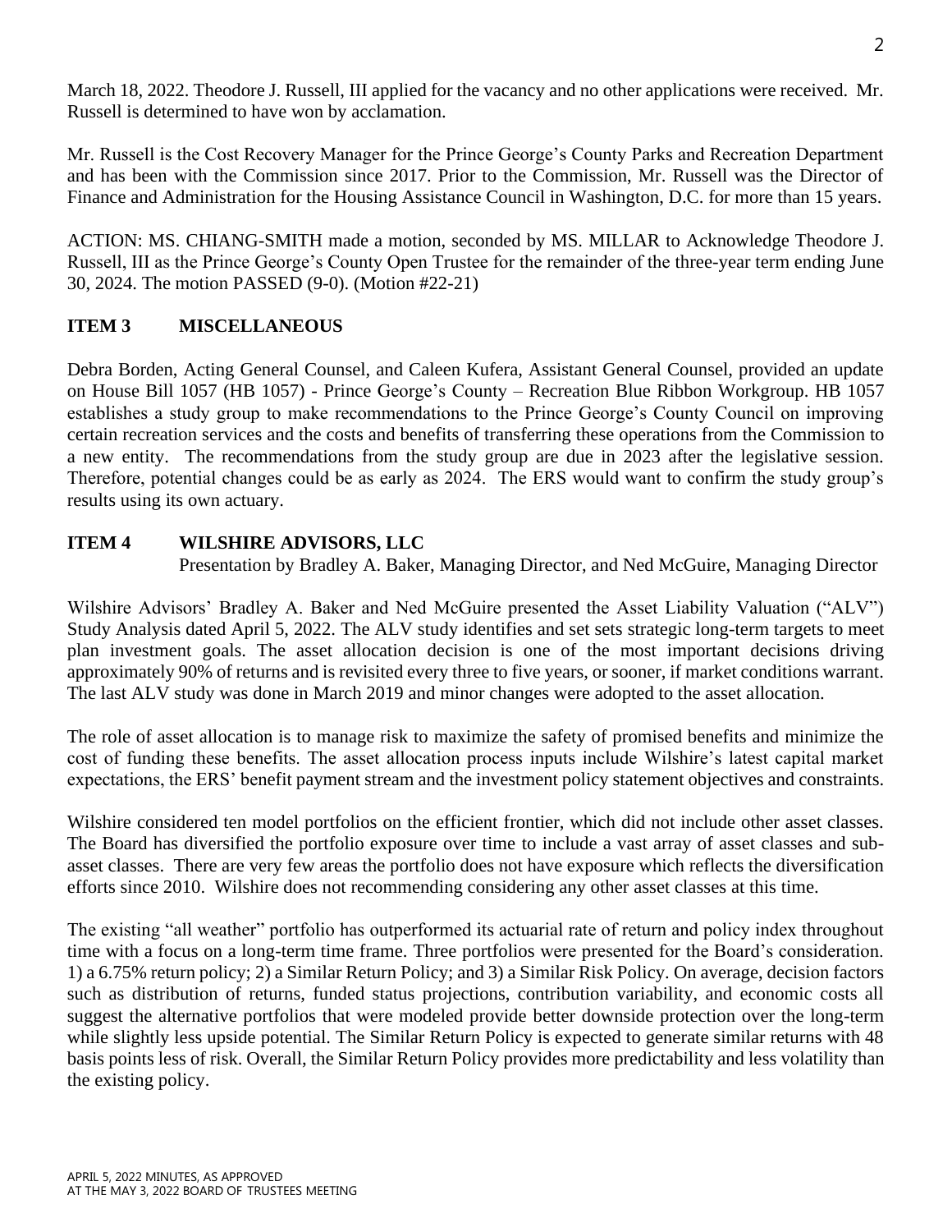March 18, 2022. Theodore J. Russell, III applied for the vacancy and no other applications were received. Mr. Russell is determined to have won by acclamation.

Mr. Russell is the Cost Recovery Manager for the Prince George's County Parks and Recreation Department and has been with the Commission since 2017. Prior to the Commission, Mr. Russell was the Director of Finance and Administration for the Housing Assistance Council in Washington, D.C. for more than 15 years.

ACTION: MS. CHIANG-SMITH made a motion, seconded by MS. MILLAR to Acknowledge Theodore J. Russell, III as the Prince George's County Open Trustee for the remainder of the three-year term ending June 30, 2024. The motion PASSED (9-0). (Motion #22-21)

## ITEM 3 MISCELLANEOUS

Debra Borden, Acting General Counsel, and Caleen Kufera, Assistant General Counsel, provided an update on House Bill 1057 (HB 1057) - Prince George's County – Recreation Blue Ribbon Workgroup. HB 1057 establishes a study group to make recommendations to the Prince George's County Council on improving certain recreation services and the costs and benefits of transferring these operations from the Commission to a new entity. The recommendations from the study group are due in 2023 after the legislative session. Therefore, potential changes could be as early as 2024. The ERS would want to confirm the study group's results using its own actuary.

## ITEM 4 WILSHIRE ADVISORS, LLC

Presentation by Bradley A. Baker, Managing Director, and Ned McGuire, Managing Director

Wilshire Advisors' Bradley A. Baker and Ned McGuire presented the Asset Liability Valuation ("ALV") Study Analysis dated April 5, 2022. The ALV study identifies and set sets strategic long-term targets to meet plan investment goals. The asset allocation decision is one of the most important decisions driving approximately 90% of returns and is revisited every three to five years, or sooner, if market conditions warrant. The last ALV study was done in March 2019 and minor changes were adopted to the asset allocation.

The role of asset allocation is to manage risk to maximize the safety of promised benefits and minimize the cost of funding these benefits. The asset allocation process inputs include Wilshire's latest capital market expectations, the ERS' benefit payment stream and the investment policy statement objectives and constraints.

Wilshire considered ten model portfolios on the efficient frontier, which did not include other asset classes. The Board has diversified the portfolio exposure over time to include a vast array of asset classes and sub-asset classes. There are very few areas the portfolio does not have exposure which reflects the diversification efforts since 2010. Wilshire does not recommending considering any other asset classes at this time.

The existing "all weather" portfolio has outperformed its actuarial rate of return and policy index throughout time with a focus on a long-term time frame. Three portfolios were presented for the Board's consideration. 1) a 6.75% return policy; 2) a Similar Return Policy; and 3) a Similar Risk Policy. On average, decision factors such as distribution of returns, funded status projections, contribution variability, and economic costs all suggest the alternative portfolios that were modeled provide better downside protection over the long-term while slightly less upside potential. The Similar Return Policy is expected to generate similar returns with 48 basis points less of risk. Overall, the Similar Return Policy provides more predictability and less volatility than the existing policy.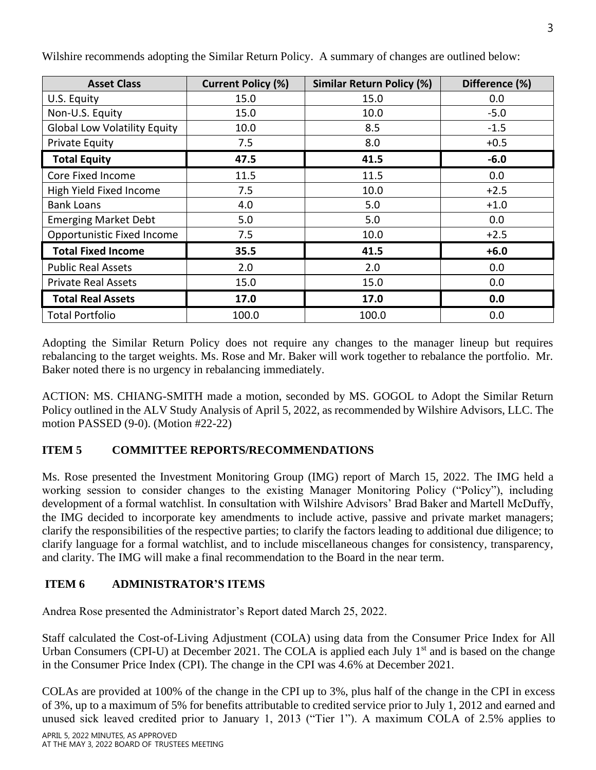Wilshire recommends adopting the Similar Return Policy. A summary of changes are outlined below:

| Asset Class | Current Policy (%) | Similar Return Policy (%) | Difference (%) |
|---|---|---|---|
| U.S. Equity | 15.0 | 15.0 | 0.0 |
| Non-U.S. Equity | 15.0 | 10.0 | -5.0 |
| Global Low Volatility Equity | 10.0 | 8.5 | -1.5 |
| Private Equity | 7.5 | 8.0 | +0.5 |
| **Total Equity** | **47.5** | **41.5** | **-6.0** |
| Core Fixed Income | 11.5 | 11.5 | 0.0 |
| High Yield Fixed Income | 7.5 | 10.0 | +2.5 |
| Bank Loans | 4.0 | 5.0 | +1.0 |
| Emerging Market Debt | 5.0 | 5.0 | 0.0 |
| Opportunistic Fixed Income | 7.5 | 10.0 | +2.5 |
| **Total Fixed Income** | **35.5** | **41.5** | **+6.0** |
| Public Real Assets | 2.0 | 2.0 | 0.0 |
| Private Real Assets | 15.0 | 15.0 | 0.0 |
| **Total Real Assets** | **17.0** | **17.0** | **0.0** |
| Total Portfolio | 100.0 | 100.0 | 0.0 |

Adopting the Similar Return Policy does not require any changes to the manager lineup but requires rebalancing to the target weights. Ms. Rose and Mr. Baker will work together to rebalance the portfolio. Mr. Baker noted there is no urgency in rebalancing immediately.

ACTION: MS. CHIANG-SMITH made a motion, seconded by MS. GOGOL to Adopt the Similar Return Policy outlined in the ALV Study Analysis of April 5, 2022, as recommended by Wilshire Advisors, LLC. The motion PASSED (9-0). (Motion #22-22)

## ITEM 5 COMMITTEE REPORTS/RECOMMENDATIONS

Ms. Rose presented the Investment Monitoring Group (IMG) report of March 15, 2022. The IMG held a working session to consider changes to the existing Manager Monitoring Policy ("Policy"), including development of a formal watchlist. In consultation with Wilshire Advisors' Brad Baker and Martell McDuffy, the IMG decided to incorporate key amendments to include active, passive and private market managers; clarify the responsibilities of the respective parties; to clarify the factors leading to additional due diligence; to clarify language for a formal watchlist, and to include miscellaneous changes for consistency, transparency, and clarity. The IMG will make a final recommendation to the Board in the near term.

## ITEM 6 ADMINISTRATOR'S ITEMS

Andrea Rose presented the Administrator's Report dated March 25, 2022.

Staff calculated the Cost-of-Living Adjustment (COLA) using data from the Consumer Price Index for All Urban Consumers (CPI-U) at December 2021. The COLA is applied each July 1st and is based on the change in the Consumer Price Index (CPI). The change in the CPI was 4.6% at December 2021.

COLAs are provided at 100% of the change in the CPI up to 3%, plus half of the change in the CPI in excess of 3%, up to a maximum of 5% for benefits attributable to credited service prior to July 1, 2012 and earned and unused sick leaved credited prior to January 1, 2013 ("Tier 1"). A maximum COLA of 2.5% applies to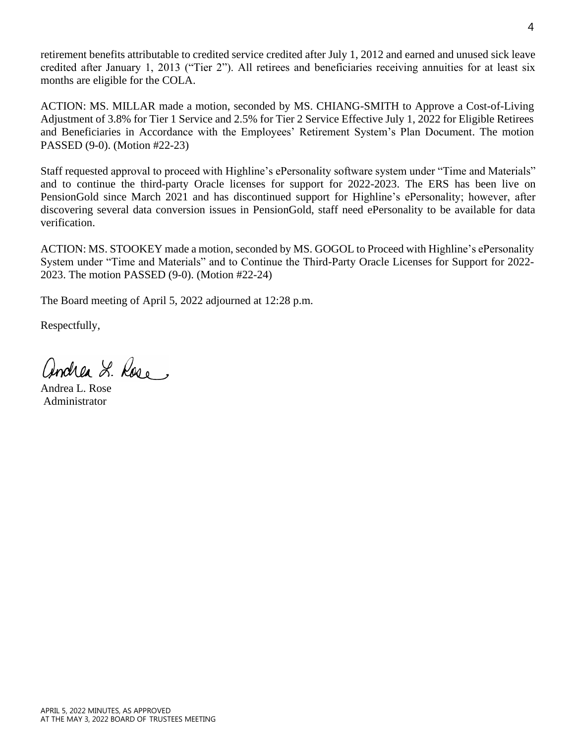retirement benefits attributable to credited service credited after July 1, 2012 and earned and unused sick leave credited after January 1, 2013 ("Tier 2"). All retirees and beneficiaries receiving annuities for at least six months are eligible for the COLA.

ACTION: MS. MILLAR made a motion, seconded by MS. CHIANG-SMITH to Approve a Cost-of-Living Adjustment of 3.8% for Tier 1 Service and 2.5% for Tier 2 Service Effective July 1, 2022 for Eligible Retirees and Beneficiaries in Accordance with the Employees' Retirement System's Plan Document. The motion PASSED (9-0). (Motion #22-23)

Staff requested approval to proceed with Highline's ePersonality software system under "Time and Materials" and to continue the third-party Oracle licenses for support for 2022-2023. The ERS has been live on PensionGold since March 2021 and has discontinued support for Highline's ePersonality; however, after discovering several data conversion issues in PensionGold, staff need ePersonality to be available for data verification.

ACTION: MS. STOOKEY made a motion, seconded by MS. GOGOL to Proceed with Highline's ePersonality System under "Time and Materials" and to Continue the Third-Party Oracle Licenses for Support for 2022-2023. The motion PASSED (9-0). (Motion #22-24)

The Board meeting of April 5, 2022 adjourned at 12:28 p.m.

Respectfully,

Andrea L. Rose

Andrea L. Rose
Administrator

APRIL 5, 2022 MINUTES, AS APPROVED
AT THE MAY 3, 2022 BOARD OF TRUSTEES MEETING